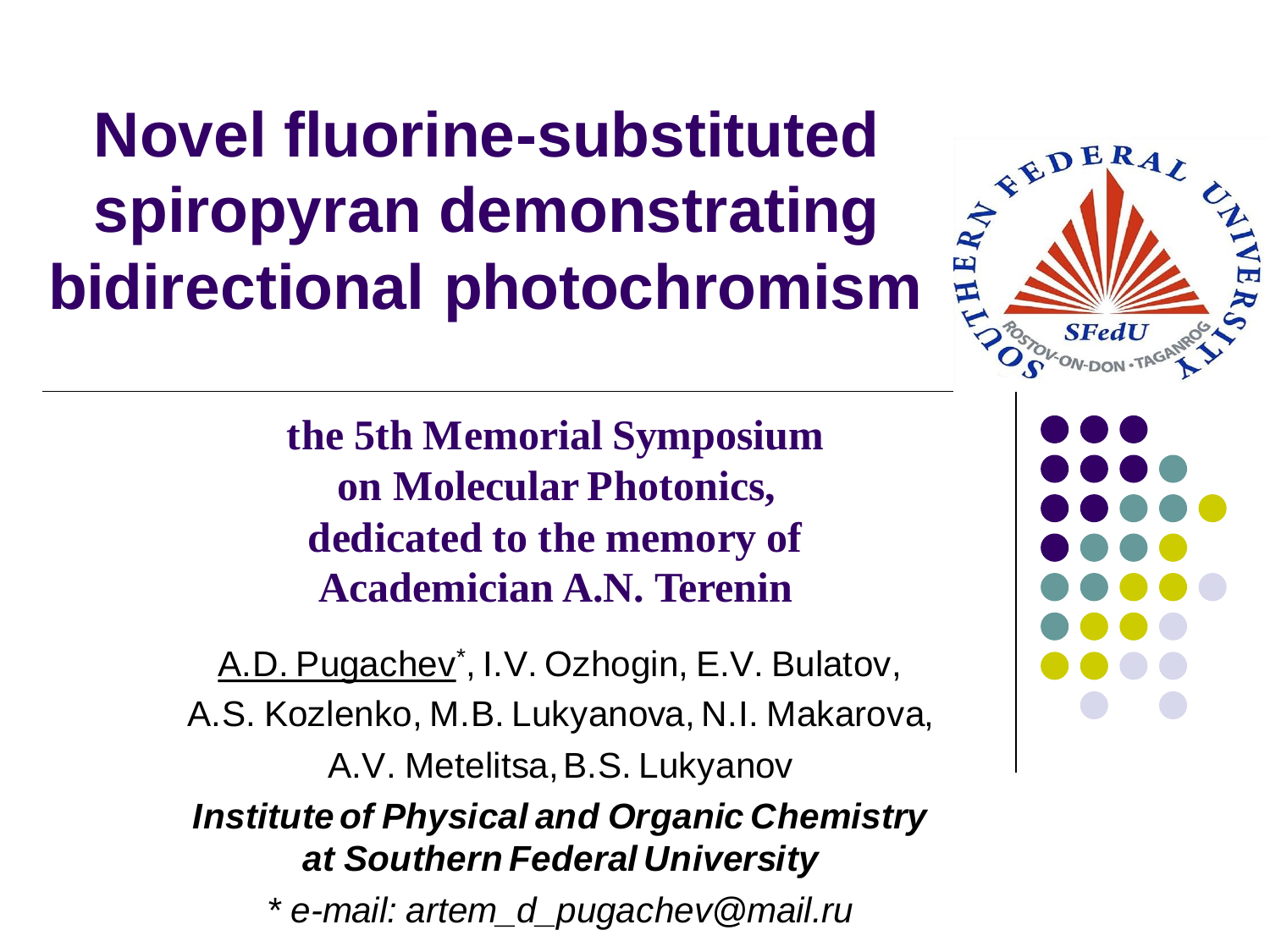# Novel fluorine-substituted spiropyran demonstrating bidirectional photochromism

**the 5th Memorial Symposium on Molecular Photonics, dedicated to the memory of Academician A.N. Terenin**

A.D. Pugachev*, I.V. Ozhogin, E.V. Bulatov, A.S. Kozlenko, M.B. Lukyanova, N.I. Makarova, A.V. Metelitsa, B.S. Lukyanov

***Institute of Physical and Organic Chemistry at Southern Federal University***

*\* e-mail: artem_d_pugachev@mail.ru*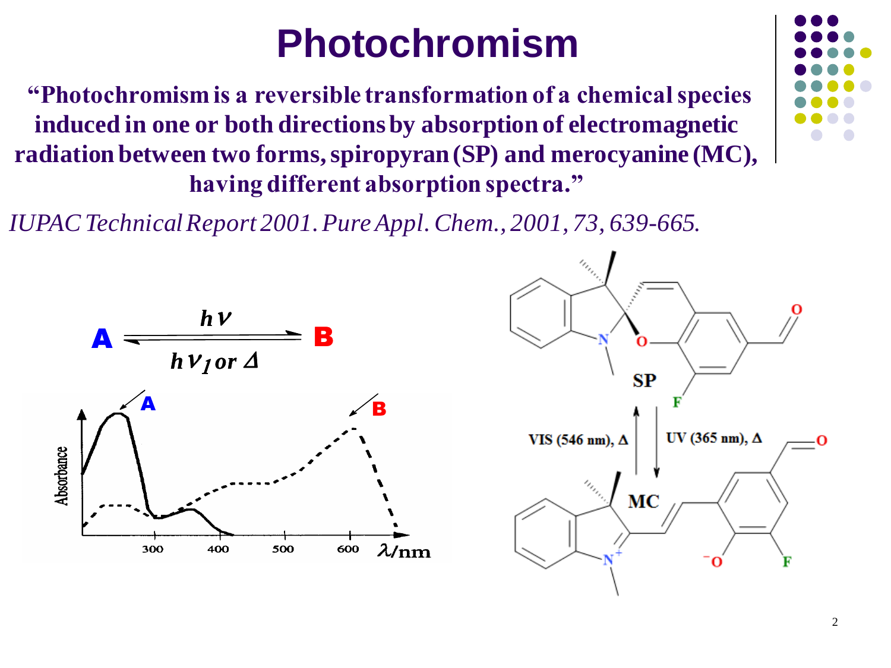# Photochromism

**"Photochromism is a reversible transformation of a chemical species induced in one or both directions by absorption of electromagnetic radiation between two forms, spiropyran (SP) and merocyanine (MC), having different absorption spectra."**

*IUPAC Technical Report 2001. Pure Appl. Chem., 2001, 73, 639-665.*

$$A \underset{h\nu_1 \text{ or } \Delta}{\overset{h\nu}{\rightleftharpoons}} B$$

SP ⇄ MC: UV (365 nm), Δ (SP → MC); VIS (546 nm), Δ (MC → SP)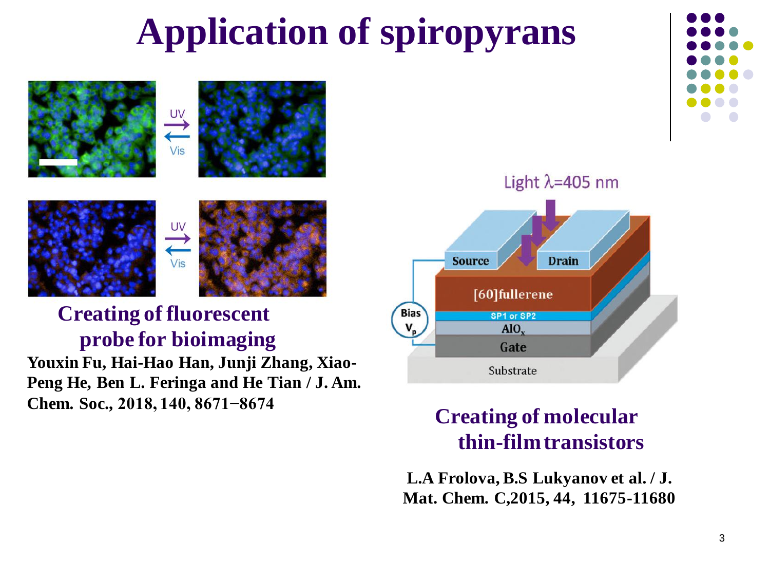# Application of spiropyrans

**Creating of fluorescent probe for bioimaging**

**Youxin Fu, Hai-Hao Han, Junji Zhang, Xiao-Peng He, Ben L. Feringa and He Tian / J. Am. Chem. Soc., 2018, 140, 8671−8674**

**Creating of molecular thin-film transistors**

**L.A Frolova, B.S Lukyanov et al. / J. Mat. Chem. C,2015, 44, 11675-11680**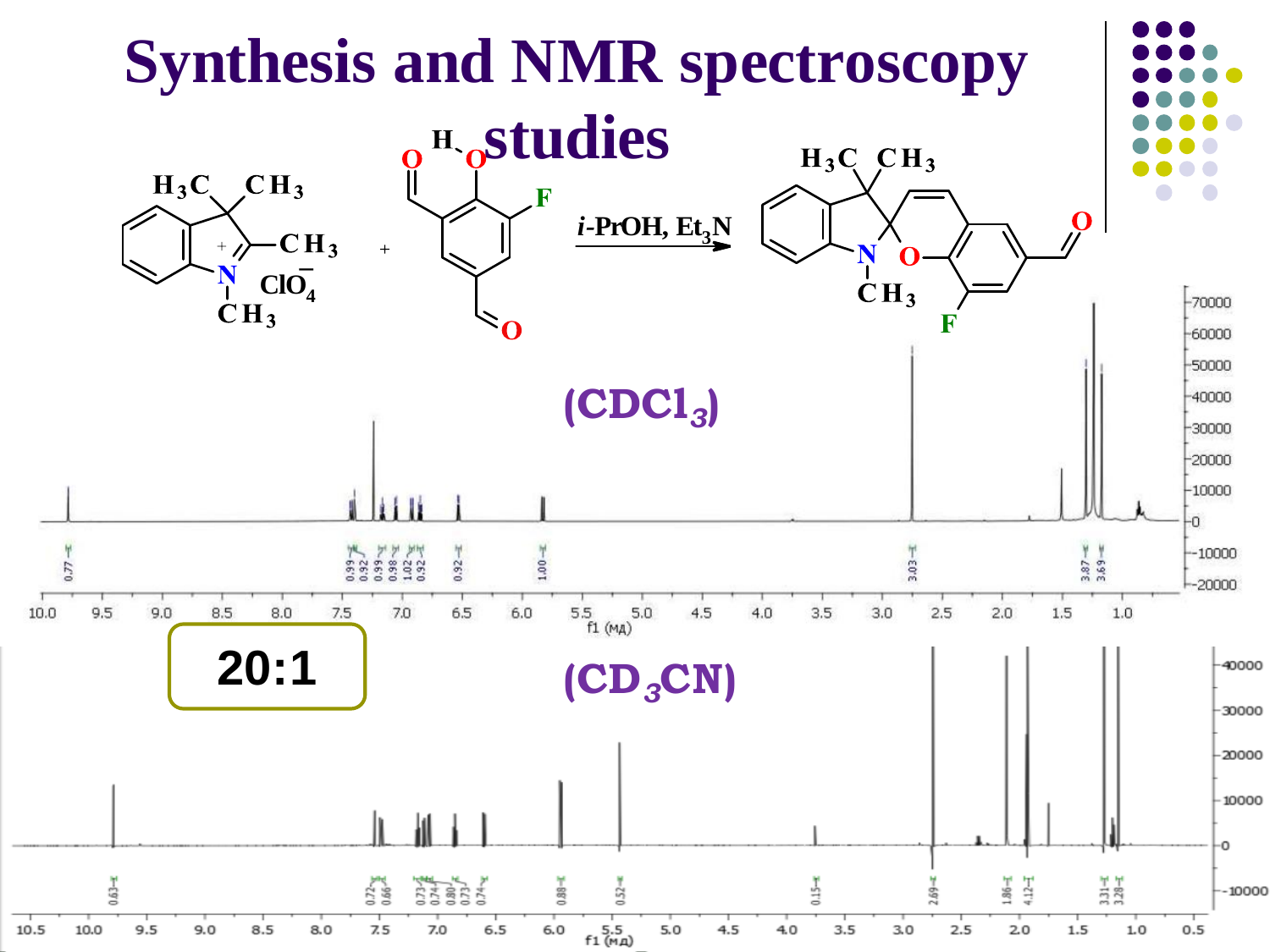# Synthesis and NMR spectroscopy studies

$i$-PrOH, $Et_3N$

$ClO_4^-$

(CDCl$_3$)

20:1

(CD$_3$CN)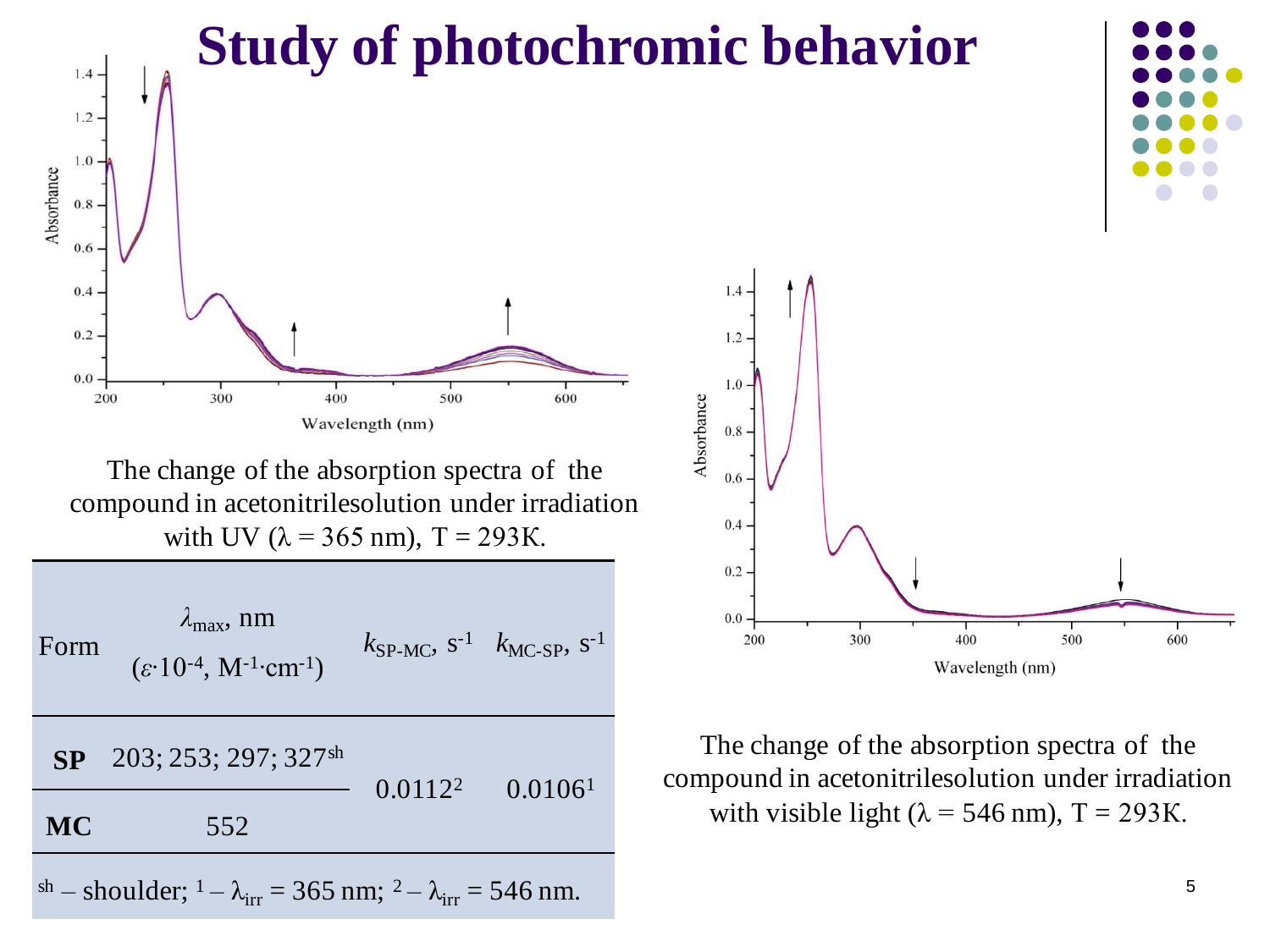# Study of photochromic behavior

The change of the absorption spectra of the compound in acetonitrilesolution under irradiation with UV (λ = 365 nm), T = 293K.

| Form | $\lambda_{max}$, nm ($\varepsilon \cdot 10^{-4}$, $M^{-1} \cdot cm^{-1}$) | $k_{SP\text{-}MC}$, $s^{-1}$ | $k_{MC\text{-}SP}$, $s^{-1}$ |
|---|---|---|---|
| **SP** | 203; 253; 297; 327[sh] | 0.0112[2] | 0.0106[1] |
| **MC** | 552 | | |

[sh] – shoulder; [1] – $\lambda_{irr}$ = 365 nm; [2] – $\lambda_{irr}$ = 546 nm.

The change of the absorption spectra of the compound in acetonitrilesolution under irradiation with visible light (λ = 546 nm), T = 293K.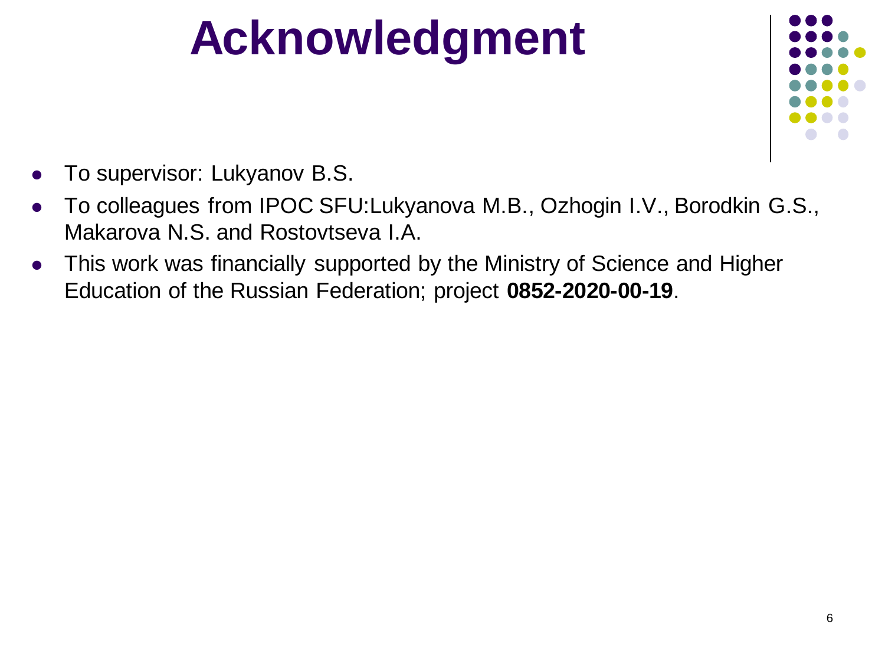# Acknowledgment

- To supervisor: Lukyanov B.S.
- To colleagues from IPOC SFU:Lukyanova M.B., Ozhogin I.V., Borodkin G.S., Makarova N.S. and Rostovtseva I.A.
- This work was financially supported by the Ministry of Science and Higher Education of the Russian Federation; project **0852-2020-00-19**.